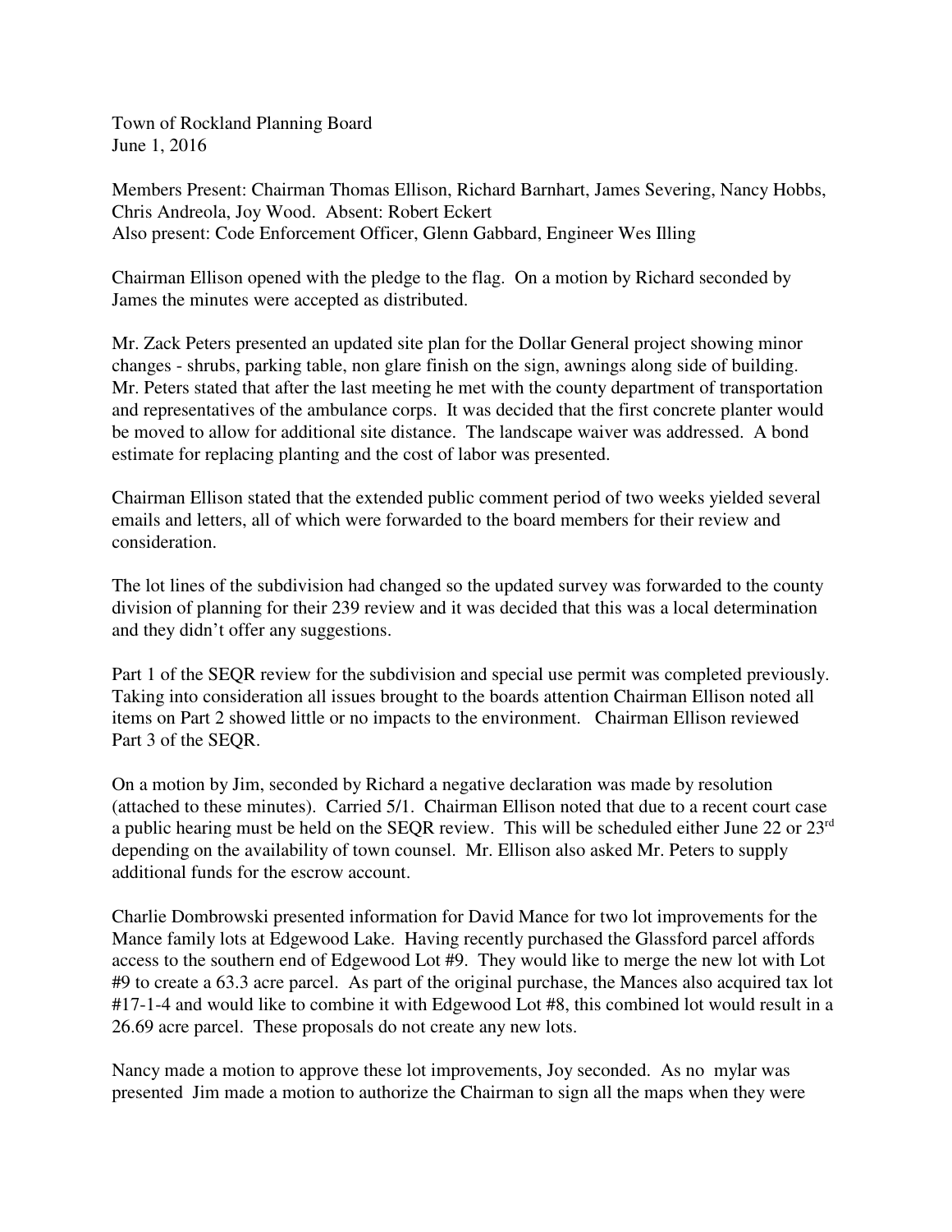Town of Rockland Planning Board
June 1, 2016

Members Present: Chairman Thomas Ellison, Richard Barnhart, James Severing, Nancy Hobbs, Chris Andreola, Joy Wood. Absent: Robert Eckert
Also present: Code Enforcement Officer, Glenn Gabbard, Engineer Wes Illing

Chairman Ellison opened with the pledge to the flag. On a motion by Richard seconded by James the minutes were accepted as distributed.

Mr. Zack Peters presented an updated site plan for the Dollar General project showing minor changes - shrubs, parking table, non glare finish on the sign, awnings along side of building. Mr. Peters stated that after the last meeting he met with the county department of transportation and representatives of the ambulance corps. It was decided that the first concrete planter would be moved to allow for additional site distance. The landscape waiver was addressed. A bond estimate for replacing planting and the cost of labor was presented.

Chairman Ellison stated that the extended public comment period of two weeks yielded several emails and letters, all of which were forwarded to the board members for their review and consideration.

The lot lines of the subdivision had changed so the updated survey was forwarded to the county division of planning for their 239 review and it was decided that this was a local determination and they didn't offer any suggestions.

Part 1 of the SEQR review for the subdivision and special use permit was completed previously. Taking into consideration all issues brought to the boards attention Chairman Ellison noted all items on Part 2 showed little or no impacts to the environment. Chairman Ellison reviewed Part 3 of the SEQR.

On a motion by Jim, seconded by Richard a negative declaration was made by resolution (attached to these minutes). Carried 5/1. Chairman Ellison noted that due to a recent court case a public hearing must be held on the SEQR review. This will be scheduled either June 22 or 23rd depending on the availability of town counsel. Mr. Ellison also asked Mr. Peters to supply additional funds for the escrow account.

Charlie Dombrowski presented information for David Mance for two lot improvements for the Mance family lots at Edgewood Lake. Having recently purchased the Glassford parcel affords access to the southern end of Edgewood Lot #9. They would like to merge the new lot with Lot #9 to create a 63.3 acre parcel. As part of the original purchase, the Mances also acquired tax lot #17-1-4 and would like to combine it with Edgewood Lot #8, this combined lot would result in a 26.69 acre parcel. These proposals do not create any new lots.

Nancy made a motion to approve these lot improvements, Joy seconded. As no mylar was presented Jim made a motion to authorize the Chairman to sign all the maps when they were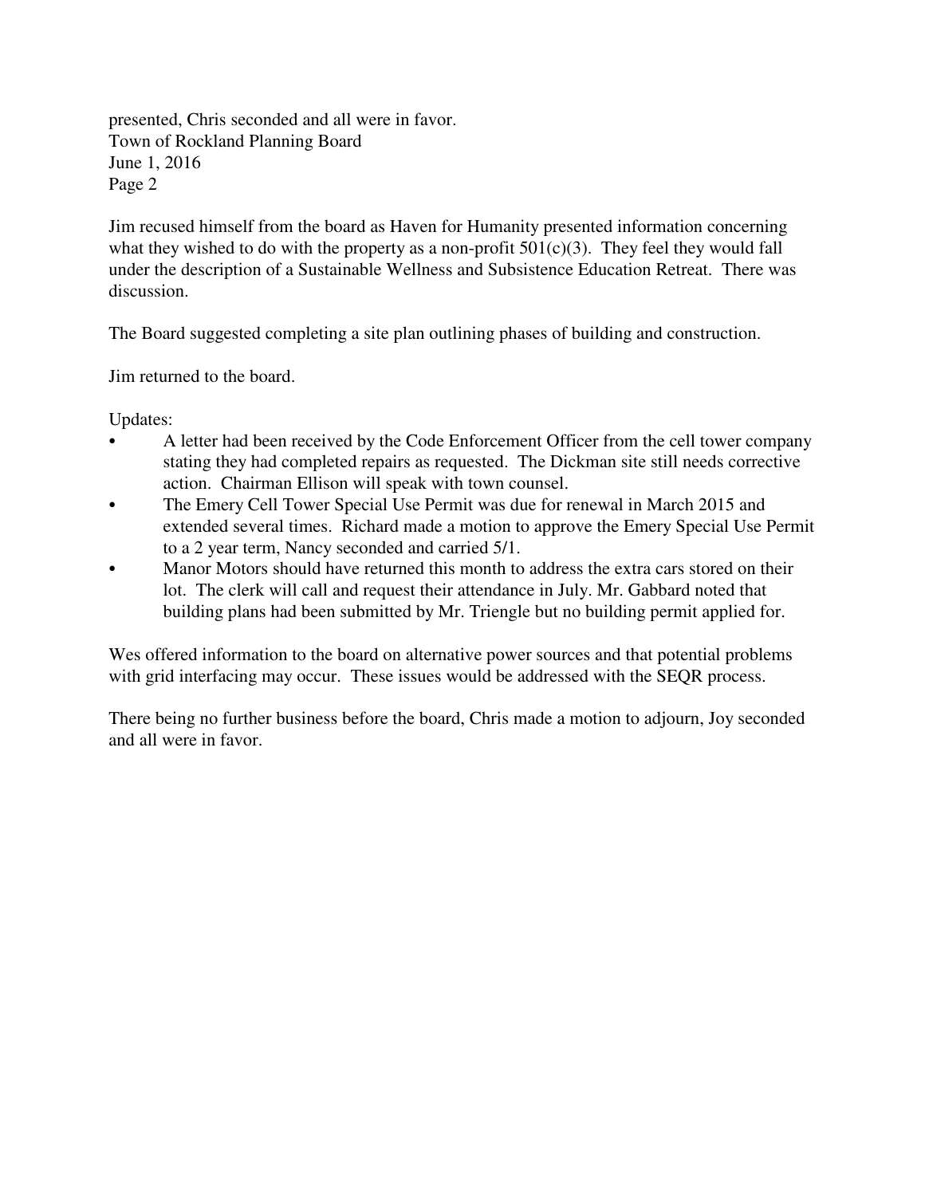presented, Chris seconded and all were in favor.

Jim recused himself from the board as Haven for Humanity presented information concerning what they wished to do with the property as a non-profit 501(c)(3). They feel they would fall under the description of a Sustainable Wellness and Subsistence Education Retreat. There was discussion.

The Board suggested completing a site plan outlining phases of building and construction.

Jim returned to the board.

Updates:

- A letter had been received by the Code Enforcement Officer from the cell tower company stating they had completed repairs as requested. The Dickman site still needs corrective action. Chairman Ellison will speak with town counsel.
- The Emery Cell Tower Special Use Permit was due for renewal in March 2015 and extended several times. Richard made a motion to approve the Emery Special Use Permit to a 2 year term, Nancy seconded and carried 5/1.
- Manor Motors should have returned this month to address the extra cars stored on their lot. The clerk will call and request their attendance in July. Mr. Gabbard noted that building plans had been submitted by Mr. Triengle but no building permit applied for.

Wes offered information to the board on alternative power sources and that potential problems with grid interfacing may occur. These issues would be addressed with the SEQR process.

There being no further business before the board, Chris made a motion to adjourn, Joy seconded and all were in favor.